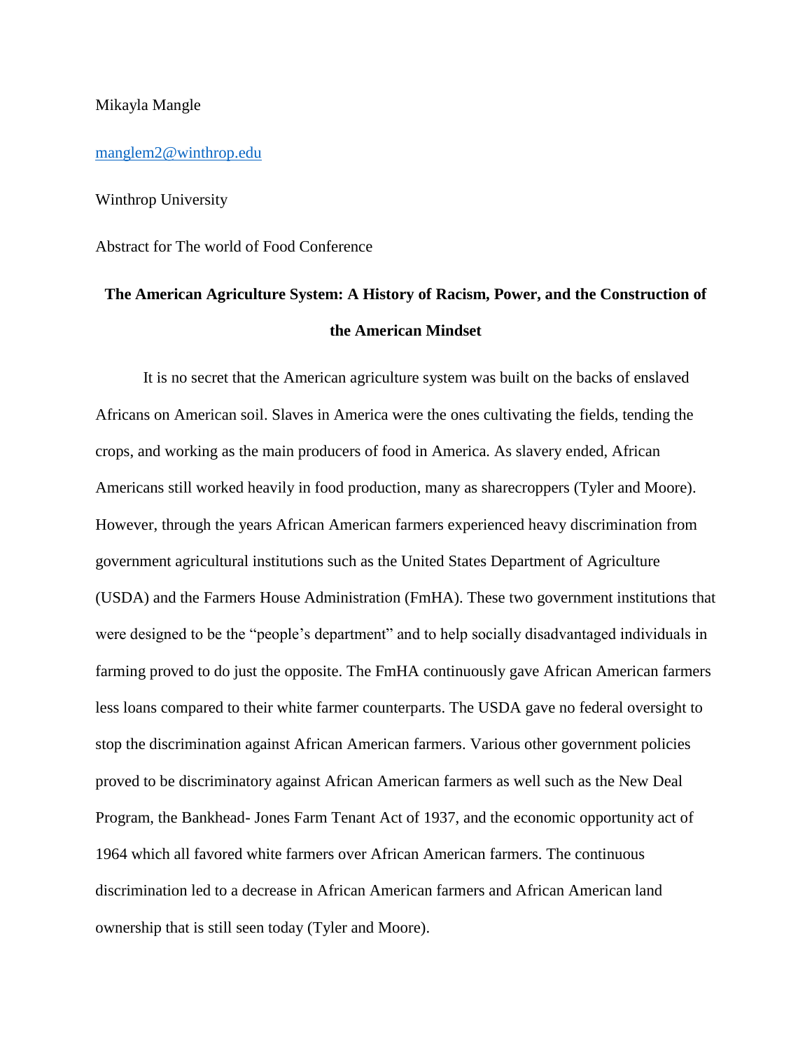Mikayla Mangle

manglem2@winthrop.edu

Winthrop University

Abstract for The world of Food Conference

**The American Agriculture System: A History of Racism, Power, and the Construction of the American Mindset**

It is no secret that the American agriculture system was built on the backs of enslaved Africans on American soil. Slaves in America were the ones cultivating the fields, tending the crops, and working as the main producers of food in America. As slavery ended, African Americans still worked heavily in food production, many as sharecroppers (Tyler and Moore). However, through the years African American farmers experienced heavy discrimination from government agricultural institutions such as the United States Department of Agriculture (USDA) and the Farmers House Administration (FmHA). These two government institutions that were designed to be the "people's department" and to help socially disadvantaged individuals in farming proved to do just the opposite. The FmHA continuously gave African American farmers less loans compared to their white farmer counterparts. The USDA gave no federal oversight to stop the discrimination against African American farmers. Various other government policies proved to be discriminatory against African American farmers as well such as the New Deal Program, the Bankhead- Jones Farm Tenant Act of 1937, and the economic opportunity act of 1964 which all favored white farmers over African American farmers. The continuous discrimination led to a decrease in African American farmers and African American land ownership that is still seen today (Tyler and Moore).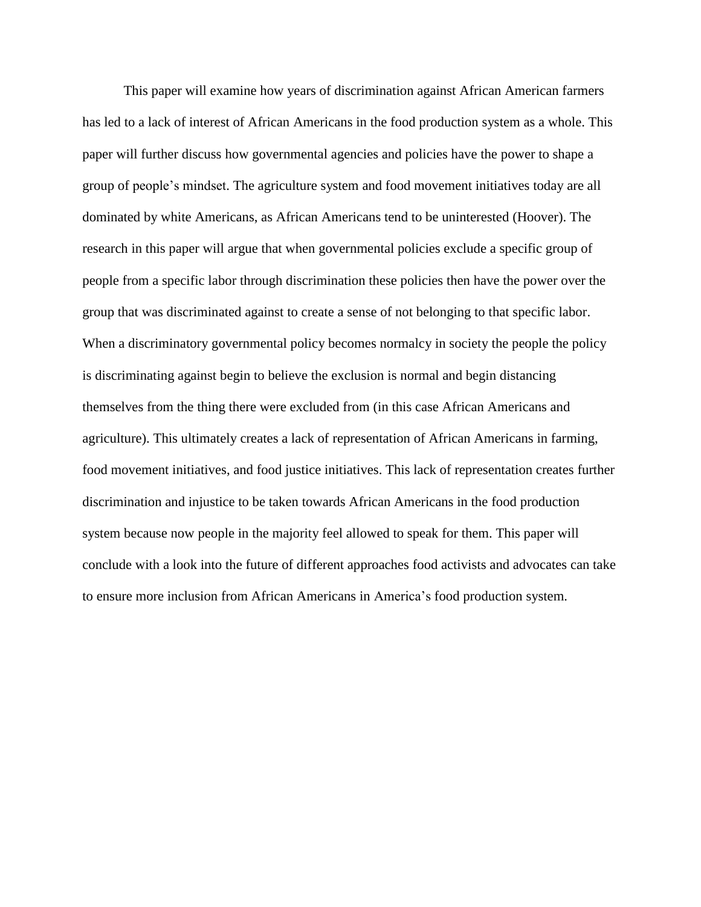This paper will examine how years of discrimination against African American farmers has led to a lack of interest of African Americans in the food production system as a whole. This paper will further discuss how governmental agencies and policies have the power to shape a group of people's mindset. The agriculture system and food movement initiatives today are all dominated by white Americans, as African Americans tend to be uninterested (Hoover). The research in this paper will argue that when governmental policies exclude a specific group of people from a specific labor through discrimination these policies then have the power over the group that was discriminated against to create a sense of not belonging to that specific labor. When a discriminatory governmental policy becomes normalcy in society the people the policy is discriminating against begin to believe the exclusion is normal and begin distancing themselves from the thing there were excluded from (in this case African Americans and agriculture). This ultimately creates a lack of representation of African Americans in farming, food movement initiatives, and food justice initiatives. This lack of representation creates further discrimination and injustice to be taken towards African Americans in the food production system because now people in the majority feel allowed to speak for them. This paper will conclude with a look into the future of different approaches food activists and advocates can take to ensure more inclusion from African Americans in America's food production system.